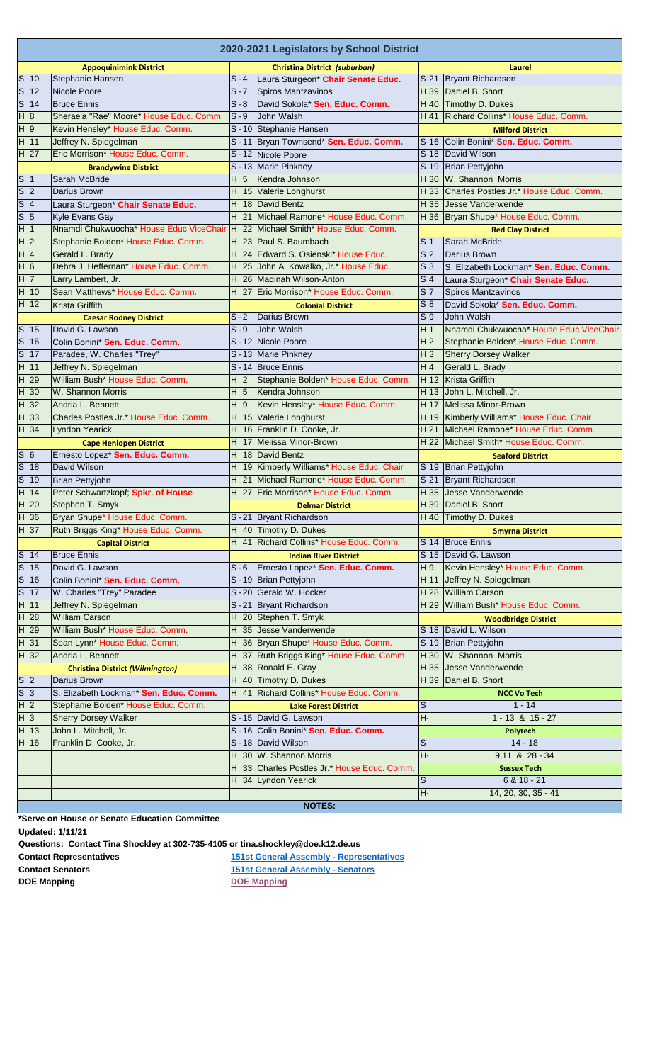# 2020-2021 Legislators by School District

| Chamber | District | Legislator | Chamber | District | Legislator | Chamber | District | Legislator |
|---|---|---|---|---|---|---|---|---|
| **Appoquinimink District** | | | **Christina District *(suburban)*** | | | **Laurel** | | |
| S | 10 | Stephanie Hansen | S | 4 | Laura Sturgeon* **Chair Senate Educ.** | S | 21 | Bryant Richardson |
| S | 12 | Nicole Poore | S | 7 | Spiros Mantzavinos | H | 39 | Daniel B. Short |
| S | 14 | Bruce Ennis | S | 8 | David Sokola* **Sen. Educ. Comm.** | H | 40 | Timothy D. Dukes |
| H | 8 | Sherae'a "Rae" Moore* House Educ. Comm. | S | 9 | John Walsh | H | 41 | Richard Collins* House Educ. Comm. |
| H | 9 | Kevin Hensley* House Educ. Comm. | S | 10 | Stephanie Hansen | **Milford District** | | |
| H | 11 | Jeffrey N. Spiegelman | S | 11 | Bryan Townsend* **Sen. Educ. Comm.** | S | 16 | Colin Bonini* **Sen. Educ. Comm.** |
| H | 27 | Eric Morrison* House Educ. Comm. | S | 12 | Nicole Poore | S | 18 | David Wilson |
| **Brandywine District** | | | S | 13 | Marie Pinkney | S | 19 | Brian Pettyjohn |
| S | 1 | Sarah McBride | H | 5 | Kendra Johnson | H | 30 | W. Shannon Morris |
| S | 2 | Darius Brown | H | 15 | Valerie Longhurst | H | 33 | Charles Postles Jr.* House Educ. Comm. |
| S | 4 | Laura Sturgeon* **Chair Senate Educ.** | H | 18 | David Bentz | H | 35 | Jesse Vanderwende |
| S | 5 | Kyle Evans Gay | H | 21 | Michael Ramone* House Educ. Comm. | H | 36 | Bryan Shupe* House Educ. Comm. |
| H | 1 | Nnamdi Chukwuocha* House Educ ViceChair | H | 22 | Michael Smith* House Educ. Comm. | **Red Clay District** | | |
| H | 2 | Stephanie Bolden* House Educ. Comm. | H | 23 | Paul S. Baumbach | S | 1 | Sarah McBride |
| H | 4 | Gerald L. Brady | H | 24 | Edward S. Osienski* House Educ. | S | 2 | Darius Brown |
| H | 6 | Debra J. Heffernan* House Educ. Comm. | H | 25 | John A. Kowalko, Jr.* House Educ. | S | 3 | S. Elizabeth Lockman* **Sen. Educ. Comm.** |
| H | 7 | Larry Lambert, Jr. | H | 26 | Madinah Wilson-Anton | S | 4 | Laura Sturgeon* **Chair Senate Educ.** |
| H | 10 | Sean Matthews* House Educ. Comm. | H | 27 | Eric Morrison* House Educ. Comm. | S | 7 | Spiros Mantzavinos |
| H | 12 | Krista Griffith | **Colonial District** | | | S | 8 | David Sokola* **Sen. Educ. Comm.** |
| **Caesar Rodney District** | | | S | 2 | Darius Brown | S | 9 | John Walsh |
| S | 15 | David G. Lawson | S | 9 | John Walsh | H | 1 | Nnamdi Chukwuocha* House Educ ViceChair |
| S | 16 | Colin Bonini* **Sen. Educ. Comm.** | S | 12 | Nicole Poore | H | 2 | Stephanie Bolden* House Educ. Comm. |
| S | 17 | Paradee, W. Charles "Trey" | S | 13 | Marie Pinkney | H | 3 | Sherry Dorsey Walker |
| H | 11 | Jeffrey N. Spiegelman | S | 14 | Bruce Ennis | H | 4 | Gerald L. Brady |
| H | 29 | William Bush* House Educ. Comm. | H | 2 | Stephanie Bolden* House Educ. Comm. | H | 12 | Krista Griffith |
| H | 30 | W. Shannon Morris | H | 5 | Kendra Johnson | H | 13 | John L. Mitchell, Jr. |
| H | 32 | Andria L. Bennett | H | 9 | Kevin Hensley* House Educ. Comm. | H | 17 | Melissa Minor-Brown |
| H | 33 | Charles Postles Jr.* House Educ. Comm. | H | 15 | Valerie Longhurst | H | 19 | Kimberly Williams* House Educ. Chair |
| H | 34 | Lyndon Yearick | H | 16 | Franklin D. Cooke, Jr. | H | 21 | Michael Ramone* House Educ. Comm. |
| **Cape Henlopen District** | | | H | 17 | Melissa Minor-Brown | H | 22 | Michael Smith* House Educ. Comm. |
| S | 6 | Ernesto Lopez* **Sen. Educ. Comm.** | H | 18 | David Bentz | **Seaford District** | | |
| S | 18 | David Wilson | H | 19 | Kimberly Williams* House Educ. Chair | S | 19 | Brian Pettyjohn |
| S | 19 | Brian Pettyjohn | H | 21 | Michael Ramone* House Educ. Comm. | S | 21 | Bryant Richardson |
| H | 14 | Peter Schwartzkopf; **Spkr. of House** | H | 27 | Eric Morrison* House Educ. Comm. | H | 35 | Jesse Vanderwende |
| H | 20 | Stephen T. Smyk | **Delmar District** | | | H | 39 | Daniel B. Short |
| H | 36 | Bryan Shupe* House Educ. Comm. | S | 21 | Bryant Richardson | H | 40 | Timothy D. Dukes |
| H | 37 | Ruth Briggs King* House Educ. Comm. | H | 40 | Timothy D. Dukes | **Smyrna District** | | |
| **Capital District** | | | H | 41 | Richard Collins* House Educ. Comm. | S | 14 | Bruce Ennis |
| S | 14 | Bruce Ennis | **Indian River District** | | | S | 15 | David G. Lawson |
| S | 15 | David G. Lawson | S | 6 | Ernesto Lopez* **Sen. Educ. Comm.** | H | 9 | Kevin Hensley* House Educ. Comm. |
| S | 16 | Colin Bonini* **Sen. Educ. Comm.** | S | 19 | Brian Pettyjohn | H | 11 | Jeffrey N. Spiegelman |
| S | 17 | W. Charles "Trey" Paradee | S | 20 | Gerald W. Hocker | H | 28 | William Carson |
| H | 11 | Jeffrey N. Spiegelman | S | 21 | Bryant Richardson | H | 29 | William Bush* House Educ. Comm. |
| H | 28 | William Carson | H | 20 | Stephen T. Smyk | **Woodbridge District** | | |
| H | 29 | William Bush* House Educ. Comm. | H | 35 | Jesse Vanderwende | S | 18 | David L. Wilson |
| H | 31 | Sean Lynn* House Educ. Comm. | H | 36 | Bryan Shupe* House Educ. Comm. | S | 19 | Brian Pettyjohn |
| H | 32 | Andria L. Bennett | H | 37 | Ruth Briggs King* House Educ. Comm. | H | 30 | W. Shannon Morris |
| **Christina District *(Wilmington)*** | | | H | 38 | Ronald E. Gray | H | 35 | Jesse Vanderwende |
| S | 2 | Darius Brown | H | 40 | Timothy D. Dukes | H | 39 | Daniel B. Short |
| S | 3 | S. Elizabeth Lockman* **Sen. Educ. Comm.** | H | 41 | Richard Collins* House Educ. Comm. | **NCC Vo Tech** | | |
| H | 2 | Stephanie Bolden* House Educ. Comm. | **Lake Forest District** | | | S | | 1 - 14 |
| H | 3 | Sherry Dorsey Walker | S | 15 | David G. Lawson | H | | 1 - 13 & 15 - 27 |
| H | 13 | John L. Mitchell, Jr. | S | 16 | Colin Bonini* **Sen. Educ. Comm.** | **Polytech** | | |
| H | 16 | Franklin D. Cooke, Jr. | S | 18 | David Wilson | S | | 14 - 18 |
| | | | H | 30 | W. Shannon Morris | H | | 9,11 & 28 - 34 |
| | | | H | 33 | Charles Postles Jr.* House Educ. Comm. | **Sussex Tech** | | |
| | | | H | 34 | Lyndon Yearick | S | | 6 & 18 - 21 |
| | | | | | | H | | 14, 20, 30, 35 - 41 |

**NOTES:**

***Serve on House or Senate Education Committee**

**Updated: 1/11/21**

**Questions: Contact Tina Shockley at 302-735-4105 or tina.shockley@doe.k12.de.us**

**Contact Representatives** — 151st General Assembly - Representatives

**Contact Senators** — 151st General Assembly - Senators

**DOE Mapping** — DOE Mapping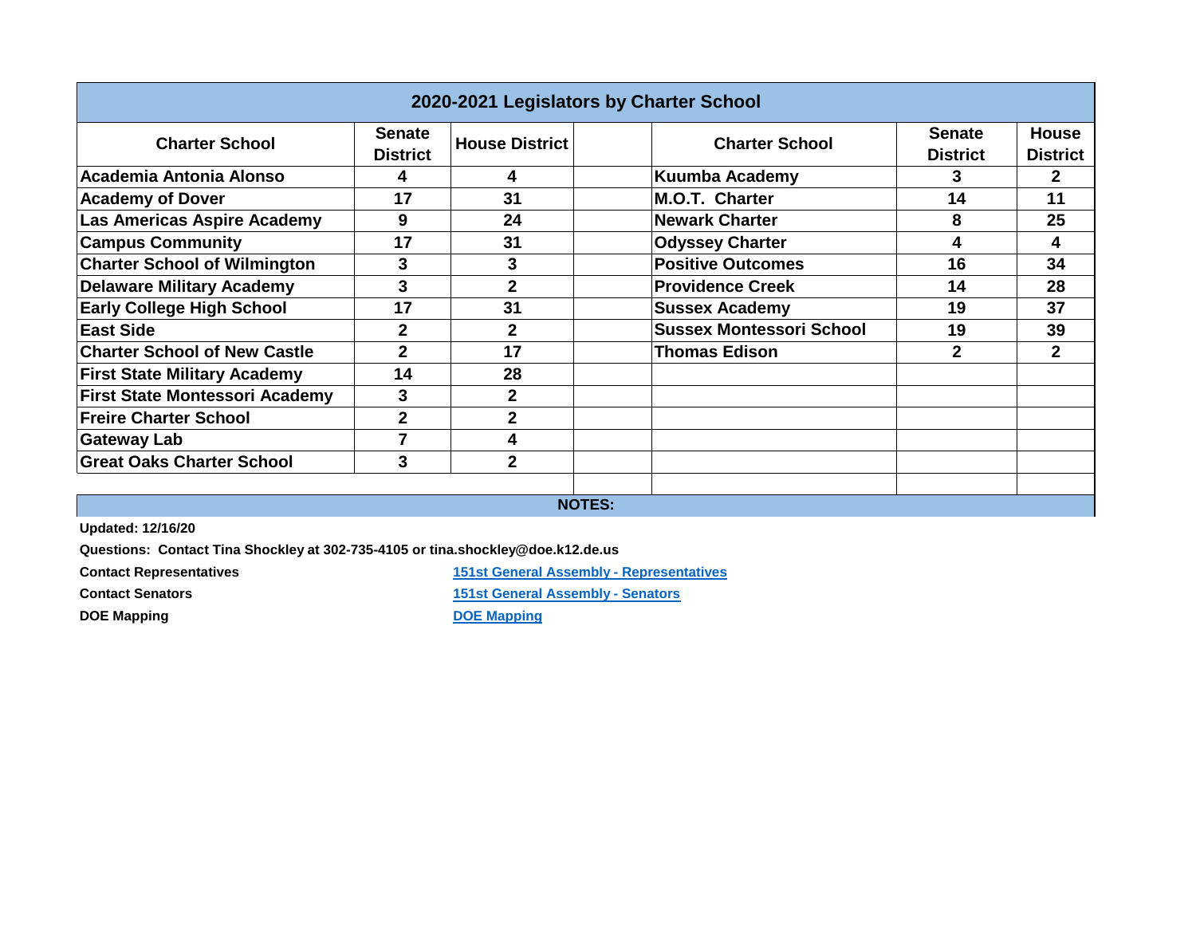## 2020-2021 Legislators by Charter School

| Charter School | Senate District | House District | | Charter School | Senate District | House District |
|---|---|---|---|---|---|---|
| Academia Antonia Alonso | 4 | 4 | | Kuumba Academy | 3 | 2 |
| Academy of Dover | 17 | 31 | | M.O.T. Charter | 14 | 11 |
| Las Americas Aspire Academy | 9 | 24 | | Newark Charter | 8 | 25 |
| Campus Community | 17 | 31 | | Odyssey Charter | 4 | 4 |
| Charter School of Wilmington | 3 | 3 | | Positive Outcomes | 16 | 34 |
| Delaware Military Academy | 3 | 2 | | Providence Creek | 14 | 28 |
| Early College High School | 17 | 31 | | Sussex Academy | 19 | 37 |
| East Side | 2 | 2 | | Sussex Montessori School | 19 | 39 |
| Charter School of New Castle | 2 | 17 | | Thomas Edison | 2 | 2 |
| First State Military Academy | 14 | 28 | | | | |
| First State Montessori Academy | 3 | 2 | | | | |
| Freire Charter School | 2 | 2 | | | | |
| Gateway Lab | 7 | 4 | | | | |
| Great Oaks Charter School | 3 | 2 | | | | |

**NOTES:**

**Updated: 12/16/20**

**Questions: Contact Tina Shockley at 302-735-4105 or tina.shockley@doe.k12.de.us**

**Contact Representatives** — 151st General Assembly - Representatives

**Contact Senators** — 151st General Assembly - Senators

**DOE Mapping** — DOE Mapping